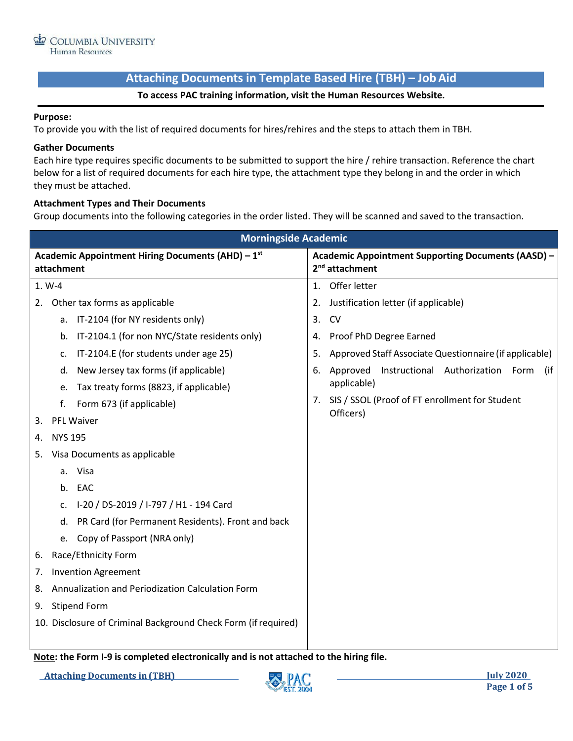Columbia University
Human Resources

# Attaching Documents in Template Based Hire (TBH) – Job Aid

**To access PAC training information, visit the Human Resources Website.**

**Purpose:**
To provide you with the list of required documents for hires/rehires and the steps to attach them in TBH.

**Gather Documents**
Each hire type requires specific documents to be submitted to support the hire / rehire transaction. Reference the chart below for a list of required documents for each hire type, the attachment type they belong in and the order in which they must be attached.

**Attachment Types and Their Documents**
Group documents into the following categories in the order listed. They will be scanned and saved to the transaction.

| Morningside Academic | |
|---|---|
| **Academic Appointment Hiring Documents (AHD) – 1st attachment** | **Academic Appointment Supporting Documents (AASD) – 2nd attachment** |
| 1. W-4<br>2. Other tax forms as applicable<br>a. IT-2104 (for NY residents only)<br>b. IT-2104.1 (for non NYC/State residents only)<br>c. IT-2104.E (for students under age 25)<br>d. New Jersey tax forms (if applicable)<br>e. Tax treaty forms (8823, if applicable)<br>f. Form 673 (if applicable)<br>3. PFL Waiver<br>4. NYS 195<br>5. Visa Documents as applicable<br>a. Visa<br>b. EAC<br>c. I-20 / DS-2019 / I-797 / H1 - 194 Card<br>d. PR Card (for Permanent Residents). Front and back<br>e. Copy of Passport (NRA only)<br>6. Race/Ethnicity Form<br>7. Invention Agreement<br>8. Annualization and Periodization Calculation Form<br>9. Stipend Form<br>10. Disclosure of Criminal Background Check Form (if required) | 1. Offer letter<br>2. Justification letter (if applicable)<br>3. CV<br>4. Proof PhD Degree Earned<br>5. Approved Staff Associate Questionnaire (if applicable)<br>6. Approved Instructional Authorization Form (if applicable)<br>7. SIS / SSOL (Proof of FT enrollment for Student Officers) |

**Note: the Form I-9 is completed electronically and is not attached to the hiring file.**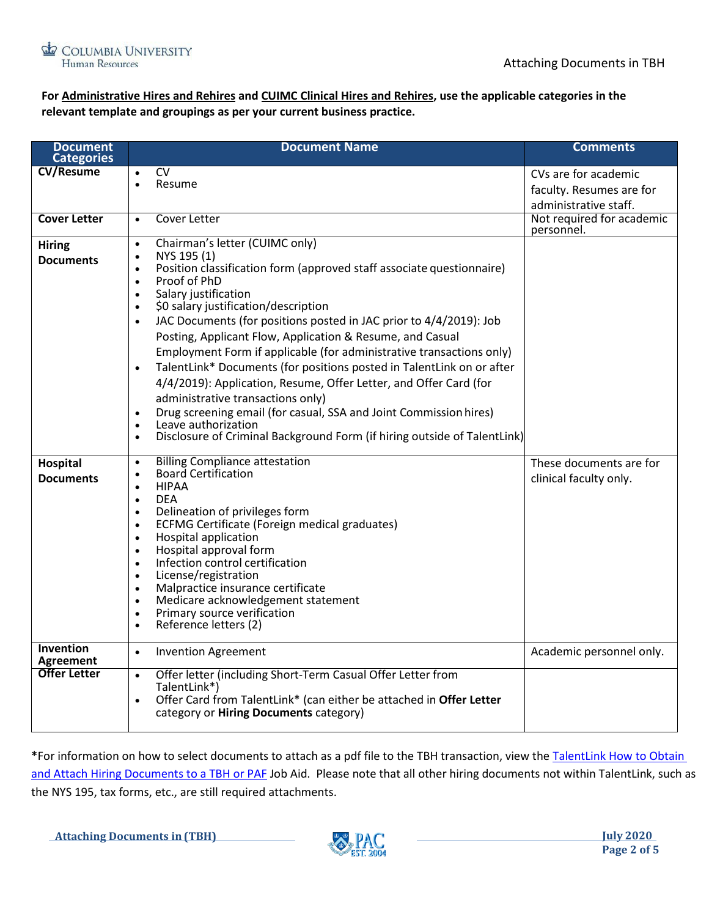**For Administrative Hires and Rehires and CUIMC Clinical Hires and Rehires, use the applicable categories in the relevant template and groupings as per your current business practice.**

| Document Categories | Document Name | Comments |
|---|---|---|
| **CV/Resume** | • CV<br>• Resume | CVs are for academic faculty. Resumes are for administrative staff. |
| **Cover Letter** | • Cover Letter | Not required for academic personnel. |
| **Hiring Documents** | • Chairman's letter (CUIMC only)<br>• NYS 195 (1)<br>• Position classification form (approved staff associate questionnaire)<br>• Proof of PhD<br>• Salary justification<br>• $0 salary justification/description<br>• JAC Documents (for positions posted in JAC prior to 4/4/2019): Job Posting, Applicant Flow, Application & Resume, and Casual Employment Form if applicable (for administrative transactions only)<br>• TalentLink* Documents (for positions posted in TalentLink on or after 4/4/2019): Application, Resume, Offer Letter, and Offer Card (for administrative transactions only)<br>• Drug screening email (for casual, SSA and Joint Commission hires)<br>• Leave authorization<br>• Disclosure of Criminal Background Form (if hiring outside of TalentLink) | |
| **Hospital Documents** | • Billing Compliance attestation<br>• Board Certification<br>• HIPAA<br>• DEA<br>• Delineation of privileges form<br>• ECFMG Certificate (Foreign medical graduates)<br>• Hospital application<br>• Hospital approval form<br>• Infection control certification<br>• License/registration<br>• Malpractice insurance certificate<br>• Medicare acknowledgement statement<br>• Primary source verification<br>• Reference letters (2) | These documents are for clinical faculty only. |
| **Invention Agreement** | • Invention Agreement | Academic personnel only. |
| **Offer Letter** | • Offer letter (including Short-Term Casual Offer Letter from TalentLink*)<br>• Offer Card from TalentLink* (can either be attached in **Offer Letter** category or **Hiring Documents** category) | |

***For information on how to select documents to attach as a pdf file to the TBH transaction, view the TalentLink How to Obtain and Attach Hiring Documents to a TBH or PAF Job Aid. Please note that all other hiring documents not within TalentLink, such as the NYS 195, tax forms, etc., are still required attachments.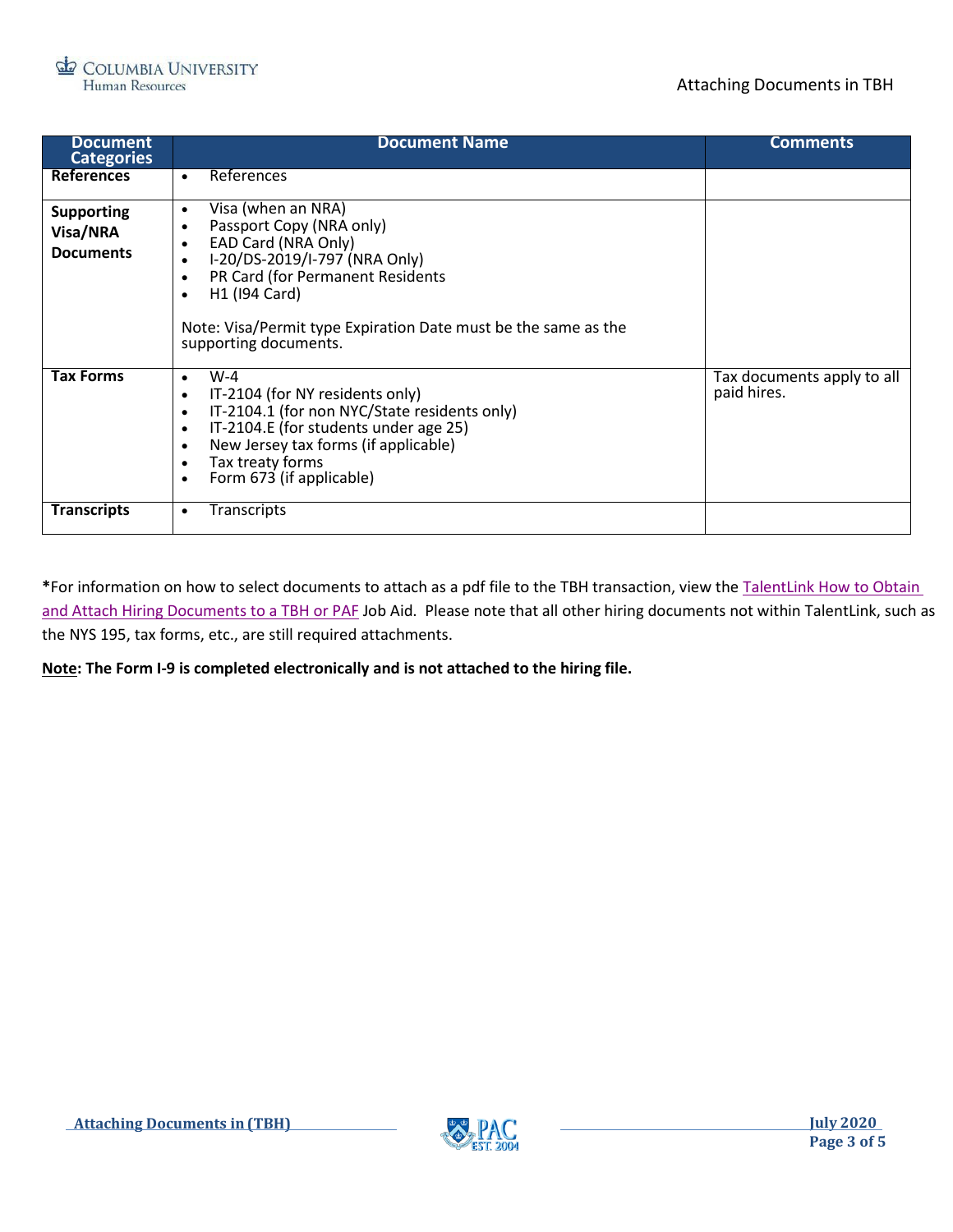| Document Categories | Document Name | Comments |
|---|---|---|
| **References** | • References | |
| **Supporting Visa/NRA Documents** | • Visa (when an NRA)<br>• Passport Copy (NRA only)<br>• EAD Card (NRA Only)<br>• I-20/DS-2019/I-797 (NRA Only)<br>• PR Card (for Permanent Residents<br>• H1 (I94 Card)<br><br>Note: Visa/Permit type Expiration Date must be the same as the supporting documents. | |
| **Tax Forms** | • W-4<br>• IT-2104 (for NY residents only)<br>• IT-2104.1 (for non NYC/State residents only)<br>• IT-2104.E (for students under age 25)<br>• New Jersey tax forms (if applicable)<br>• Tax treaty forms<br>• Form 673 (if applicable) | Tax documents apply to all paid hires. |
| **Transcripts** | • Transcripts | |

***For information on how to select documents to attach as a pdf file to the TBH transaction, view the TalentLink How to Obtain and Attach Hiring Documents to a TBH or PAF Job Aid. Please note that all other hiring documents not within TalentLink, such as the NYS 195, tax forms, etc., are still required attachments.

**Note: The Form I-9 is completed electronically and is not attached to the hiring file.**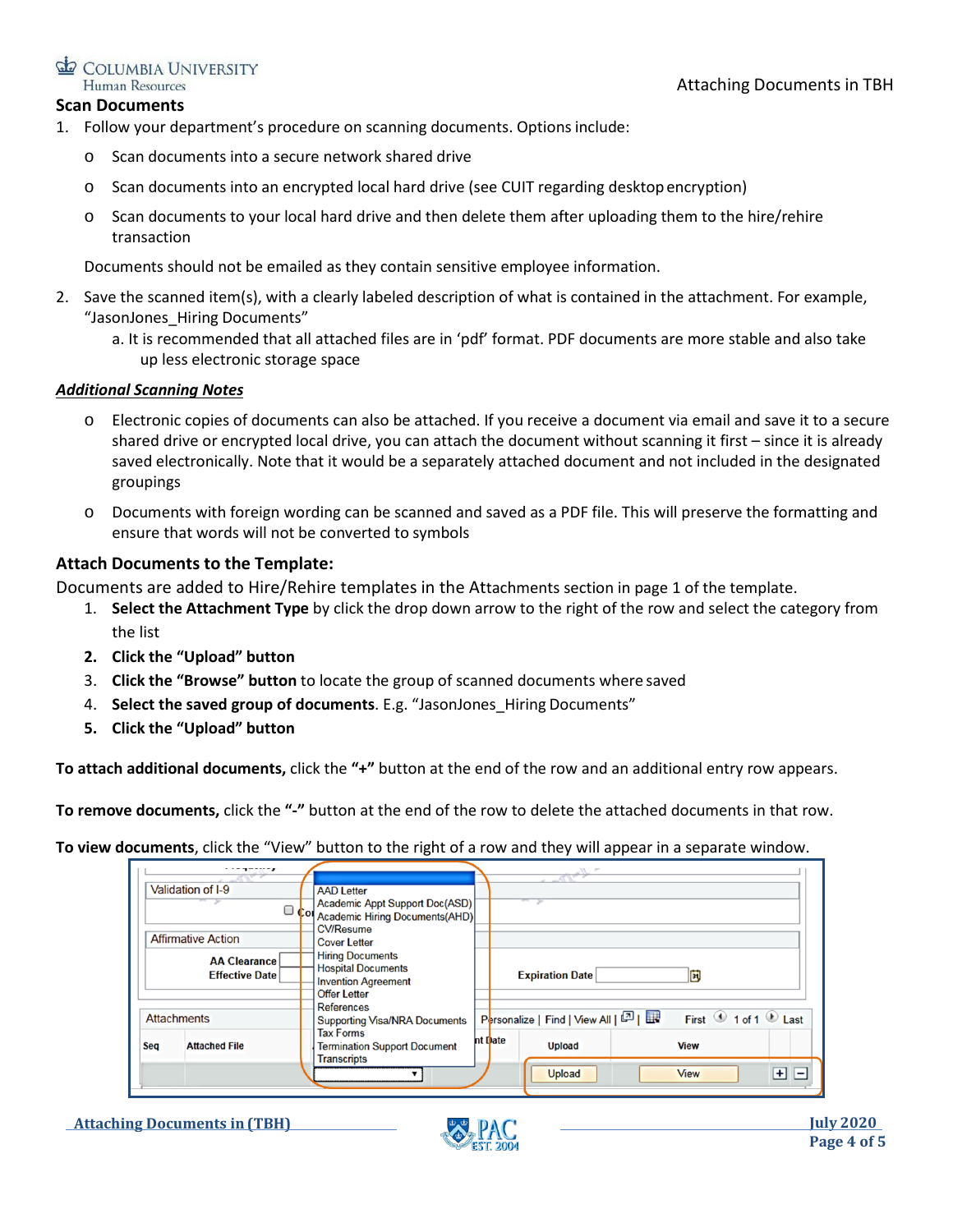## Scan Documents

1. Follow your department's procedure on scanning documents. Options include:
   - Scan documents into a secure network shared drive
   - Scan documents into an encrypted local hard drive (see CUIT regarding desktop encryption)
   - Scan documents to your local hard drive and then delete them after uploading them to the hire/rehire transaction

   Documents should not be emailed as they contain sensitive employee information.

2. Save the scanned item(s), with a clearly labeled description of what is contained in the attachment. For example, "JasonJones_Hiring Documents"
   a. It is recommended that all attached files are in 'pdf' format. PDF documents are more stable and also take up less electronic storage space

***Additional Scanning Notes***

- Electronic copies of documents can also be attached. If you receive a document via email and save it to a secure shared drive or encrypted local drive, you can attach the document without scanning it first – since it is already saved electronically. Note that it would be a separately attached document and not included in the designated groupings
- Documents with foreign wording can be scanned and saved as a PDF file. This will preserve the formatting and ensure that words will not be converted to symbols

## Attach Documents to the Template:

Documents are added to Hire/Rehire templates in the Attachments section in page 1 of the template.

1. **Select the Attachment Type** by click the drop down arrow to the right of the row and select the category from the list
2. **Click the "Upload" button**
3. **Click the "Browse" button** to locate the group of scanned documents where saved
4. **Select the saved group of documents**. E.g. "JasonJones_Hiring Documents"
5. **Click the "Upload" button**

**To attach additional documents,** click the **"+"** button at the end of the row and an additional entry row appears.

**To remove documents,** click the **"-"** button at the end of the row to delete the attached documents in that row.

**To view documents**, click the "View" button to the right of a row and they will appear in a separate window.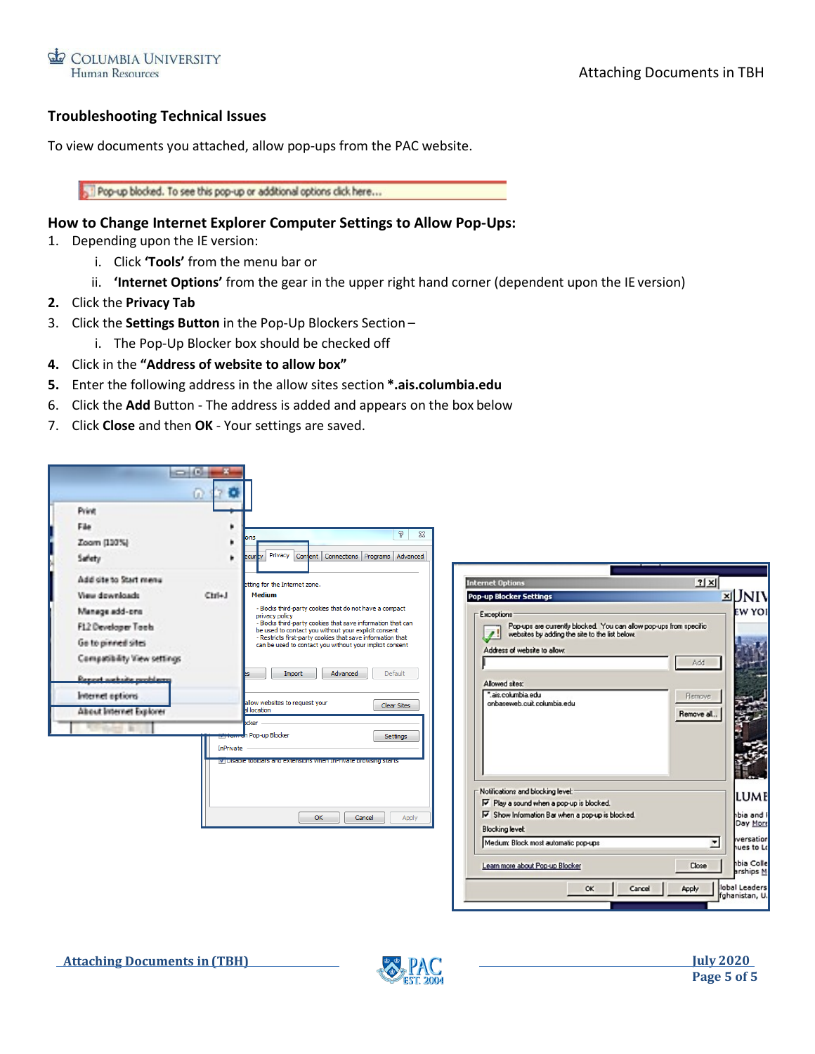## Troubleshooting Technical Issues

To view documents you attached, allow pop-ups from the PAC website.

### How to Change Internet Explorer Computer Settings to Allow Pop-Ups:

1. Depending upon the IE version:
   i. Click **'Tools'** from the menu bar or
   ii. **'Internet Options'** from the gear in the upper right hand corner (dependent upon the IE version)
2. Click the **Privacy Tab**
3. Click the **Settings Button** in the Pop-Up Blockers Section –
   i. The Pop-Up Blocker box should be checked off
4. Click in the **"Address of website to allow box"**
5. Enter the following address in the allow sites section ***.ais.columbia.edu**
6. Click the **Add** Button - The address is added and appears on the box below
7. Click **Close** and then **OK** - Your settings are saved.